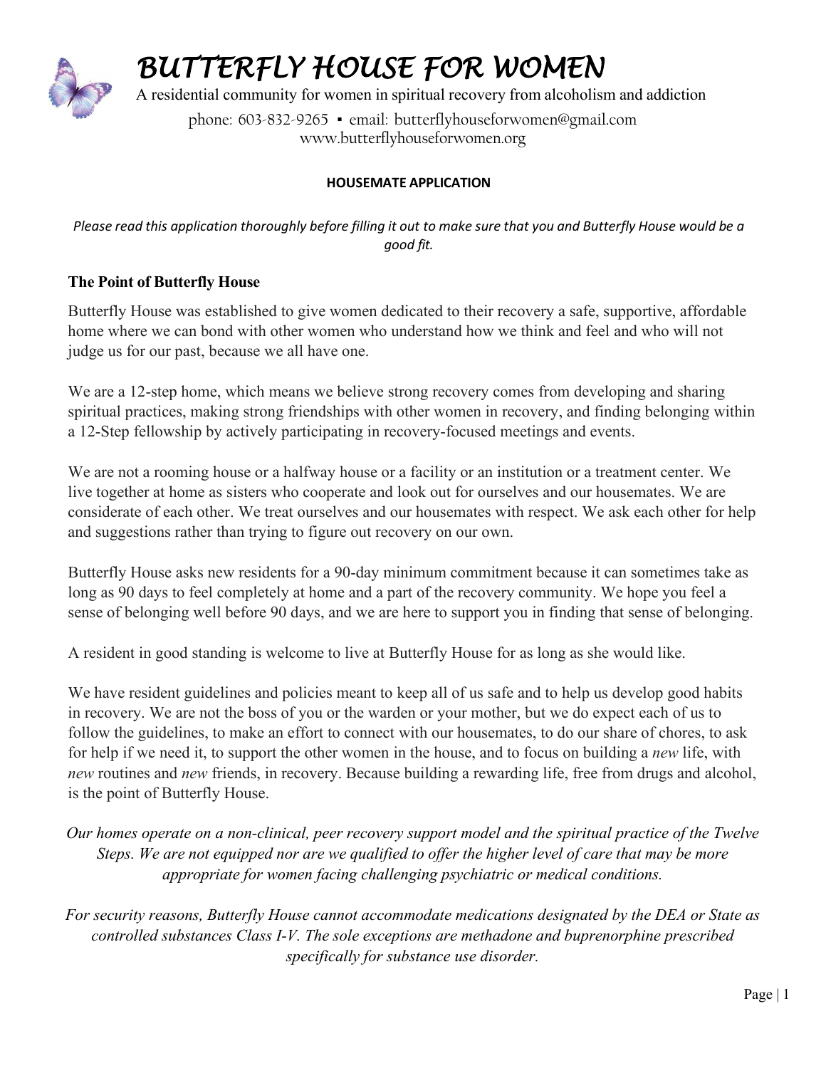# BUTTERFLY HOUSE FOR WOMEN

A residential community for women in spiritual recovery from alcoholism and addiction

phone: 603-832-9265 ▪ email: butterflyhouseforwomen@gmail.com
www.butterflyhouseforwomen.org

**HOUSEMATE APPLICATION**

*Please read this application thoroughly before filling it out to make sure that you and Butterfly House would be a good fit.*

## The Point of Butterfly House

Butterfly House was established to give women dedicated to their recovery a safe, supportive, affordable home where we can bond with other women who understand how we think and feel and who will not judge us for our past, because we all have one.

We are a 12-step home, which means we believe strong recovery comes from developing and sharing spiritual practices, making strong friendships with other women in recovery, and finding belonging within a 12-Step fellowship by actively participating in recovery-focused meetings and events.

We are not a rooming house or a halfway house or a facility or an institution or a treatment center. We live together at home as sisters who cooperate and look out for ourselves and our housemates. We are considerate of each other. We treat ourselves and our housemates with respect. We ask each other for help and suggestions rather than trying to figure out recovery on our own.

Butterfly House asks new residents for a 90-day minimum commitment because it can sometimes take as long as 90 days to feel completely at home and a part of the recovery community. We hope you feel a sense of belonging well before 90 days, and we are here to support you in finding that sense of belonging.

A resident in good standing is welcome to live at Butterfly House for as long as she would like.

We have resident guidelines and policies meant to keep all of us safe and to help us develop good habits in recovery. We are not the boss of you or the warden or your mother, but we do expect each of us to follow the guidelines, to make an effort to connect with our housemates, to do our share of chores, to ask for help if we need it, to support the other women in the house, and to focus on building a *new* life, with *new* routines and *new* friends, in recovery. Because building a rewarding life, free from drugs and alcohol, is the point of Butterfly House.

*Our homes operate on a non-clinical, peer recovery support model and the spiritual practice of the Twelve Steps. We are not equipped nor are we qualified to offer the higher level of care that may be more appropriate for women facing challenging psychiatric or medical conditions.*

*For security reasons, Butterfly House cannot accommodate medications designated by the DEA or State as controlled substances Class I-V. The sole exceptions are methadone and buprenorphine prescribed specifically for substance use disorder.*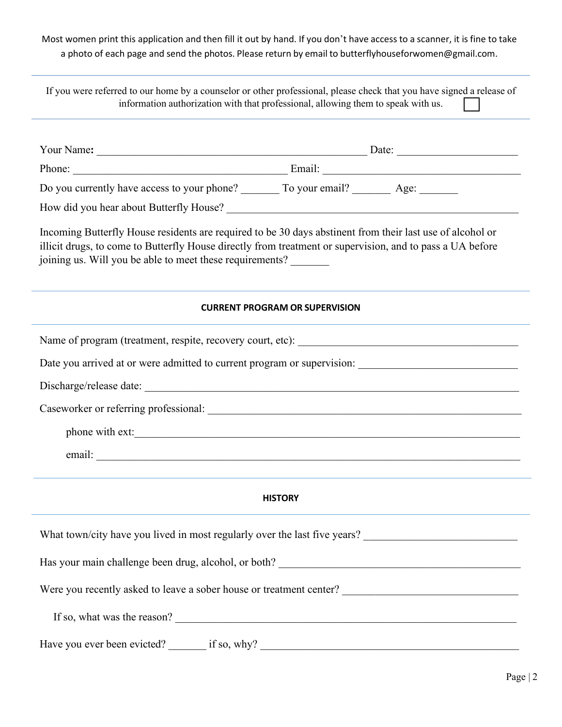Most women print this application and then fill it out by hand. If you don't have access to a scanner, it is fine to take a photo of each page and send the photos. Please return by email to butterflyhouseforwomen@gmail.com.

---

If you were referred to our home by a counselor or other professional, please check that you have signed a release of information authorization with that professional, allowing them to speak with us. ☐

---

Your Name: ______________________________ Date: ____________

Phone: ______________________________ Email: ______________________________

Do you currently have access to your phone? _______ To your email? _______ Age: _______

How did you hear about Butterfly House? ______________________________

Incoming Butterfly House residents are required to be 30 days abstinent from their last use of alcohol or illicit drugs, to come to Butterfly House directly from treatment or supervision, and to pass a UA before joining us. Will you be able to meet these requirements? _______

---

**CURRENT PROGRAM OR SUPERVISION**

---

Name of program (treatment, respite, recovery court, etc): ______________________________

Date you arrived at or were admitted to current program or supervision: ______________________________

Discharge/release date: ______________________________

Caseworker or referring professional: ______________________________

phone with ext: ______________________________

email: ______________________________

---

**HISTORY**

---

What town/city have you lived in most regularly over the last five years? ______________________________

Has your main challenge been drug, alcohol, or both? ______________________________

Were you recently asked to leave a sober house or treatment center? ______________________________

If so, what was the reason? ______________________________

Have you ever been evicted? _______ if so, why? ______________________________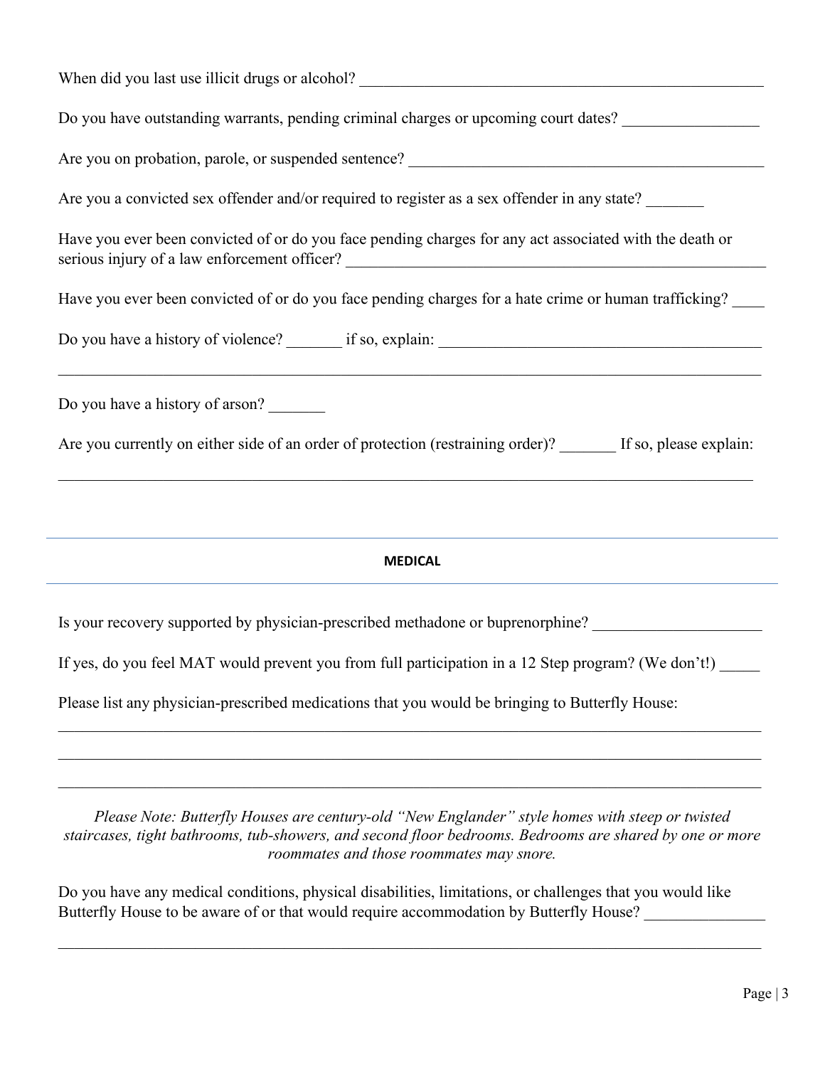When did you last use illicit drugs or alcohol? ____________________________________________________

Do you have outstanding warrants, pending criminal charges or upcoming court dates? _________________

Are you on probation, parole, or suspended sentence? _____________________________________________

Are you a convicted sex offender and/or required to register as a sex offender in any state? _______

Have you ever been convicted of or do you face pending charges for any act associated with the death or serious injury of a law enforcement officer? ______________________________________________________

Have you ever been convicted of or do you face pending charges for a hate crime or human trafficking? ____

Do you have a history of violence? _______ if so, explain: ________________________________________

_____________________________________________________________________________________________

Do you have a history of arson? _______

Are you currently on either side of an order of protection (restraining order)? _______ If so, please explain:

_____________________________________________________________________________________________

## MEDICAL

Is your recovery supported by physician-prescribed methadone or buprenorphine? _____________________

If yes, do you feel MAT would prevent you from full participation in a 12 Step program? (We don't!) _____

Please list any physician-prescribed medications that you would be bringing to Butterfly House:

_____________________________________________________________________________________________

_____________________________________________________________________________________________

_____________________________________________________________________________________________

*Please Note: Butterfly Houses are century-old "New Englander" style homes with steep or twisted staircases, tight bathrooms, tub-showers, and second floor bedrooms. Bedrooms are shared by one or more roommates and those roommates may snore.*

Do you have any medical conditions, physical disabilities, limitations, or challenges that you would like Butterfly House to be aware of or that would require accommodation by Butterfly House? _______________

_____________________________________________________________________________________________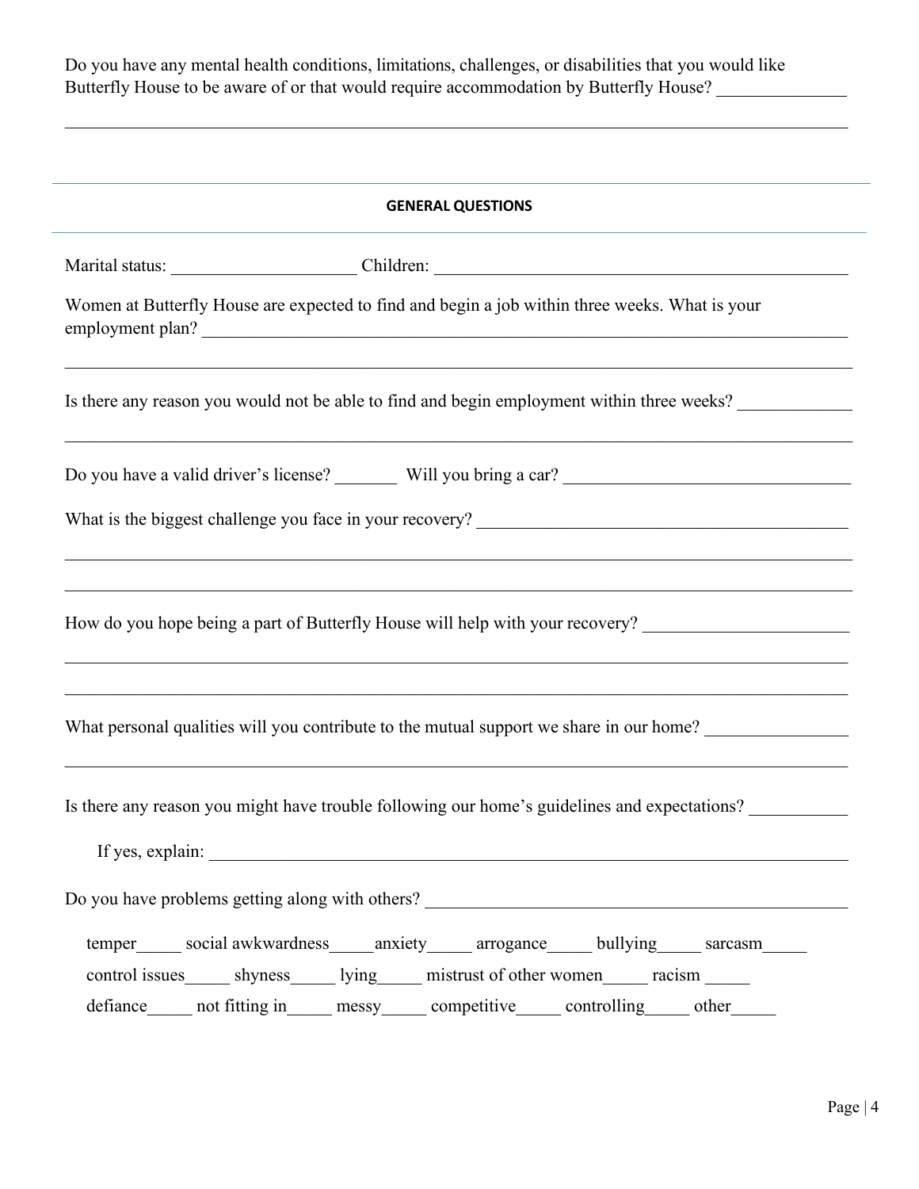Do you have any mental health conditions, limitations, challenges, or disabilities that you would like Butterfly House to be aware of or that would require accommodation by Butterfly House? ______________

_____________________________________________________________________________________

---

**GENERAL QUESTIONS**

---

Marital status: _____________________ Children: _____________________________________________

Women at Butterfly House are expected to find and begin a job within three weeks. What is your employment plan? ___________________________________________________________________________

_____________________________________________________________________________________

Is there any reason you would not be able to find and begin employment within three weeks? _____________

_____________________________________________________________________________________

Do you have a valid driver's license? _______ Will you bring a car? ________________________________

What is the biggest challenge you face in your recovery? __________________________________________

_____________________________________________________________________________________

_____________________________________________________________________________________

How do you hope being a part of Butterfly House will help with your recovery? _______________________

_____________________________________________________________________________________

_____________________________________________________________________________________

What personal qualities will you contribute to the mutual support we share in our home? ________________

_____________________________________________________________________________________

Is there any reason you might have trouble following our home's guidelines and expectations? ___________

If yes, explain: ___________________________________________________________________________

Do you have problems getting along with others? _______________________________________________

temper_____ social awkwardness_____anxiety_____ arrogance_____ bullying_____ sarcasm_____
control issues_____ shyness_____ lying_____ mistrust of other women_____ racism _____
defiance_____ not fitting in_____ messy_____ competitive_____ controlling_____ other_____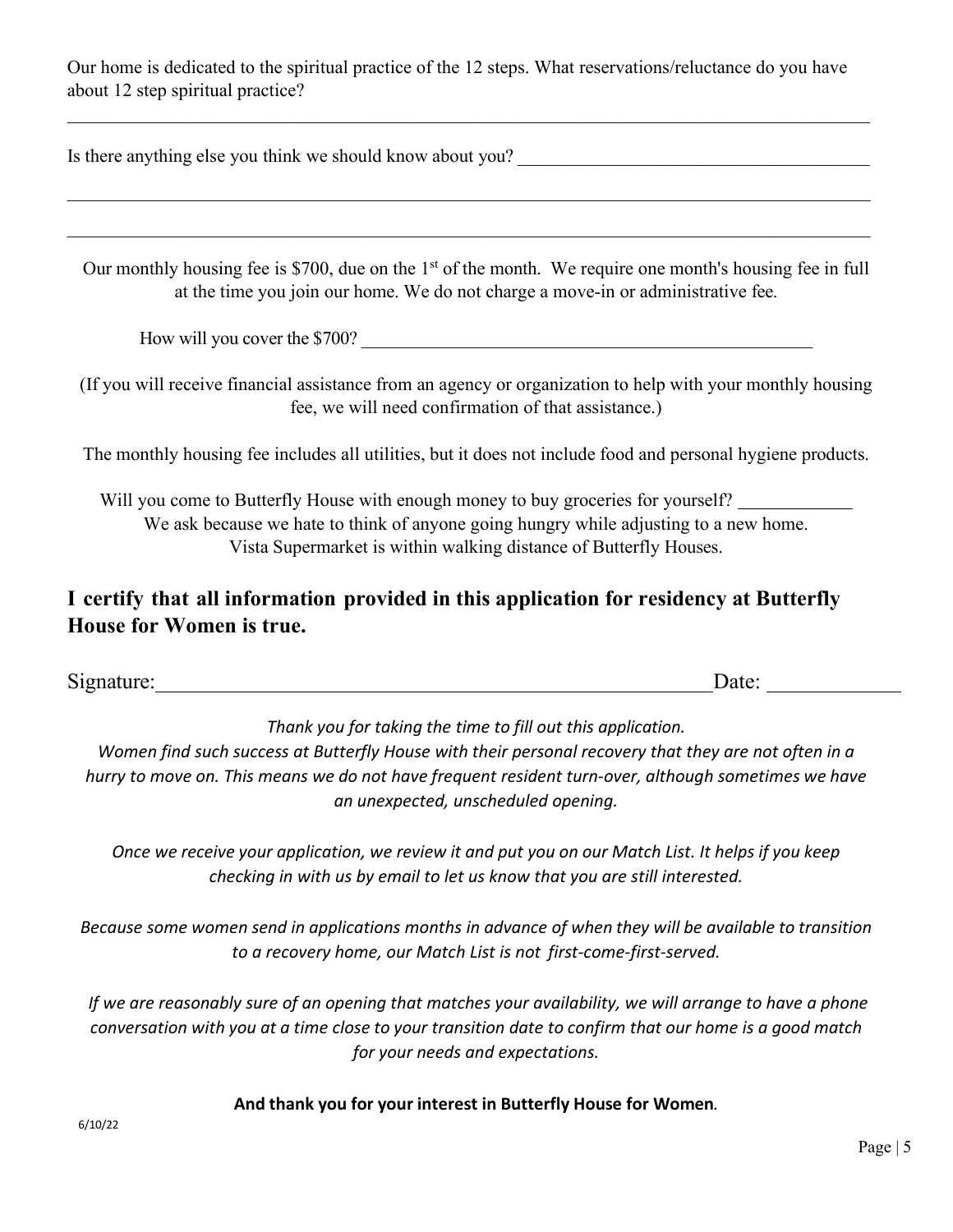Our home is dedicated to the spiritual practice of the 12 steps. What reservations/reluctance do you have about 12 step spiritual practice?

_______________________________________________________________________________________

Is there anything else you think we should know about you? ______________________________________

_______________________________________________________________________________________

_______________________________________________________________________________________

Our monthly housing fee is $700, due on the 1st of the month. We require one month's housing fee in full at the time you join our home. We do not charge a move-in or administrative fee.

How will you cover the $700? ______________________________________________

(If you will receive financial assistance from an agency or organization to help with your monthly housing fee, we will need confirmation of that assistance.)

The monthly housing fee includes all utilities, but it does not include food and personal hygiene products.

Will you come to Butterfly House with enough money to buy groceries for yourself? ____________
We ask because we hate to think of anyone going hungry while adjusting to a new home.
Vista Supermarket is within walking distance of Butterfly Houses.

## I certify that all information provided in this application for residency at Butterfly House for Women is true.

Signature:_______________________________________________________Date: ____________

*Thank you for taking the time to fill out this application.*
*Women find such success at Butterfly House with their personal recovery that they are not often in a hurry to move on. This means we do not have frequent resident turn-over, although sometimes we have an unexpected, unscheduled opening.*

*Once we receive your application, we review it and put you on our Match List. It helps if you keep checking in with us by email to let us know that you are still interested.*

*Because some women send in applications months in advance of when they will be available to transition to a recovery home, our Match List is not first-come-first-served.*

*If we are reasonably sure of an opening that matches your availability, we will arrange to have a phone conversation with you at a time close to your transition date to confirm that our home is a good match for your needs and expectations.*

**And thank you for your interest in Butterfly House for Women.**

6/10/22